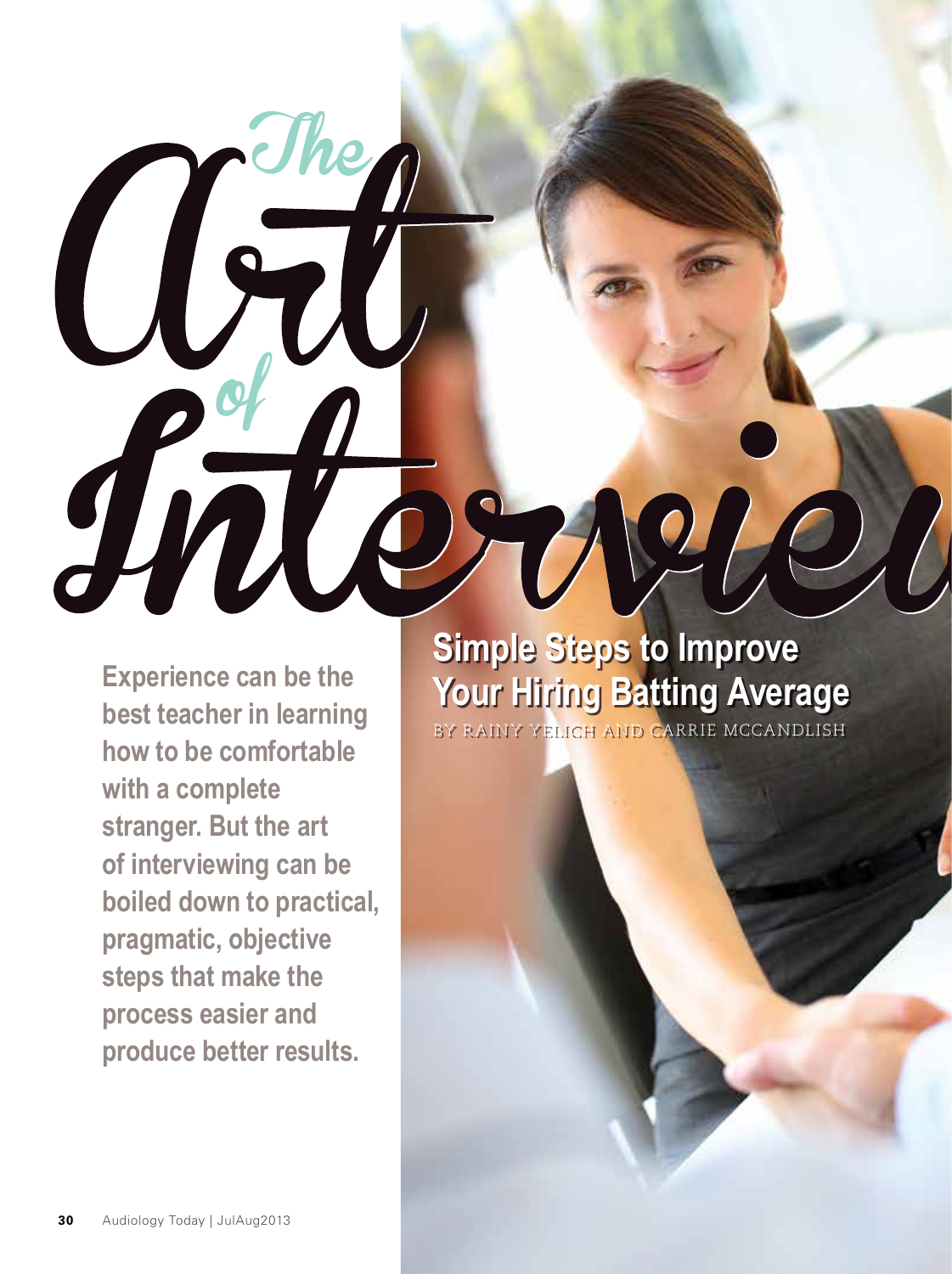# The Art of Interview

## Simple Steps to Improve Your Hiring Batting Average

BY RAINY YELICH AND CARRIE MCCANDLISH

**Experience can be the best teacher in learning how to be comfortable with a complete stranger. But the art of interviewing can be boiled down to practical, pragmatic, objective steps that make the process easier and produce better results.**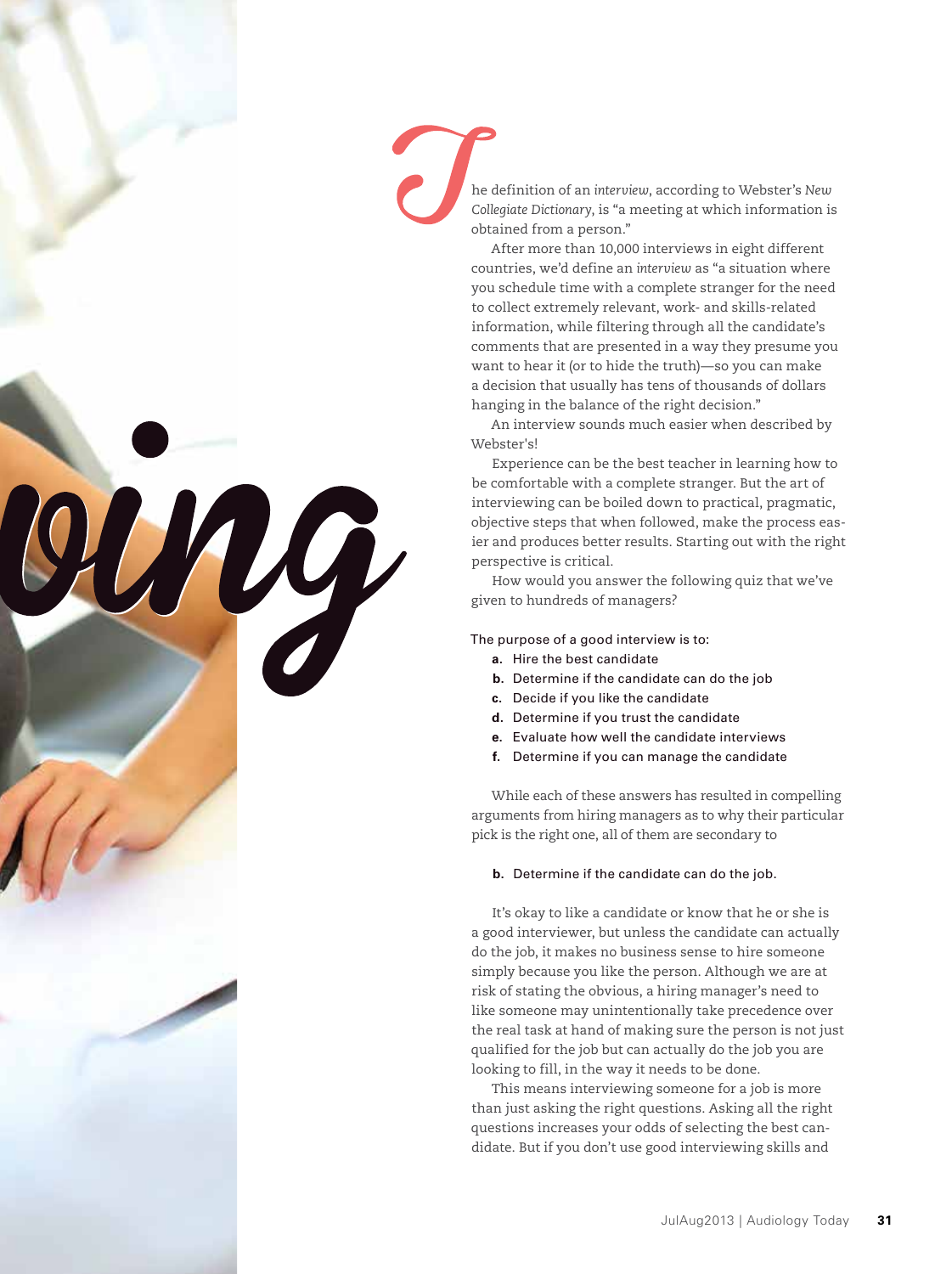The definition of an *interview*, according to Webster's *New Collegiate Dictionary*, is "a meeting at which information is obtained from a person."

After more than 10,000 interviews in eight different countries, we'd define an *interview* as "a situation where you schedule time with a complete stranger for the need to collect extremely relevant, work- and skills-related information, while filtering through all the candidate's comments that are presented in a way they presume you want to hear it (or to hide the truth)—so you can make a decision that usually has tens of thousands of dollars hanging in the balance of the right decision."

An interview sounds much easier when described by Webster's!

Experience can be the best teacher in learning how to be comfortable with a complete stranger. But the art of interviewing can be boiled down to practical, pragmatic, objective steps that when followed, make the process easier and produces better results. Starting out with the right perspective is critical.

How would you answer the following quiz that we've given to hundreds of managers?

The purpose of a good interview is to:

- **a.** Hire the best candidate
- **b.** Determine if the candidate can do the job
- **c.** Decide if you like the candidate
- **d.** Determine if you trust the candidate
- **e.** Evaluate how well the candidate interviews
- **f.** Determine if you can manage the candidate

While each of these answers has resulted in compelling arguments from hiring managers as to why their particular pick is the right one, all of them are secondary to

**b.** Determine if the candidate can do the job.

It's okay to like a candidate or know that he or she is a good interviewer, but unless the candidate can actually do the job, it makes no business sense to hire someone simply because you like the person. Although we are at risk of stating the obvious, a hiring manager's need to like someone may unintentionally take precedence over the real task at hand of making sure the person is not just qualified for the job but can actually do the job you are looking to fill, in the way it needs to be done.

This means interviewing someone for a job is more than just asking the right questions. Asking all the right questions increases your odds of selecting the best candidate. But if you don't use good interviewing skills and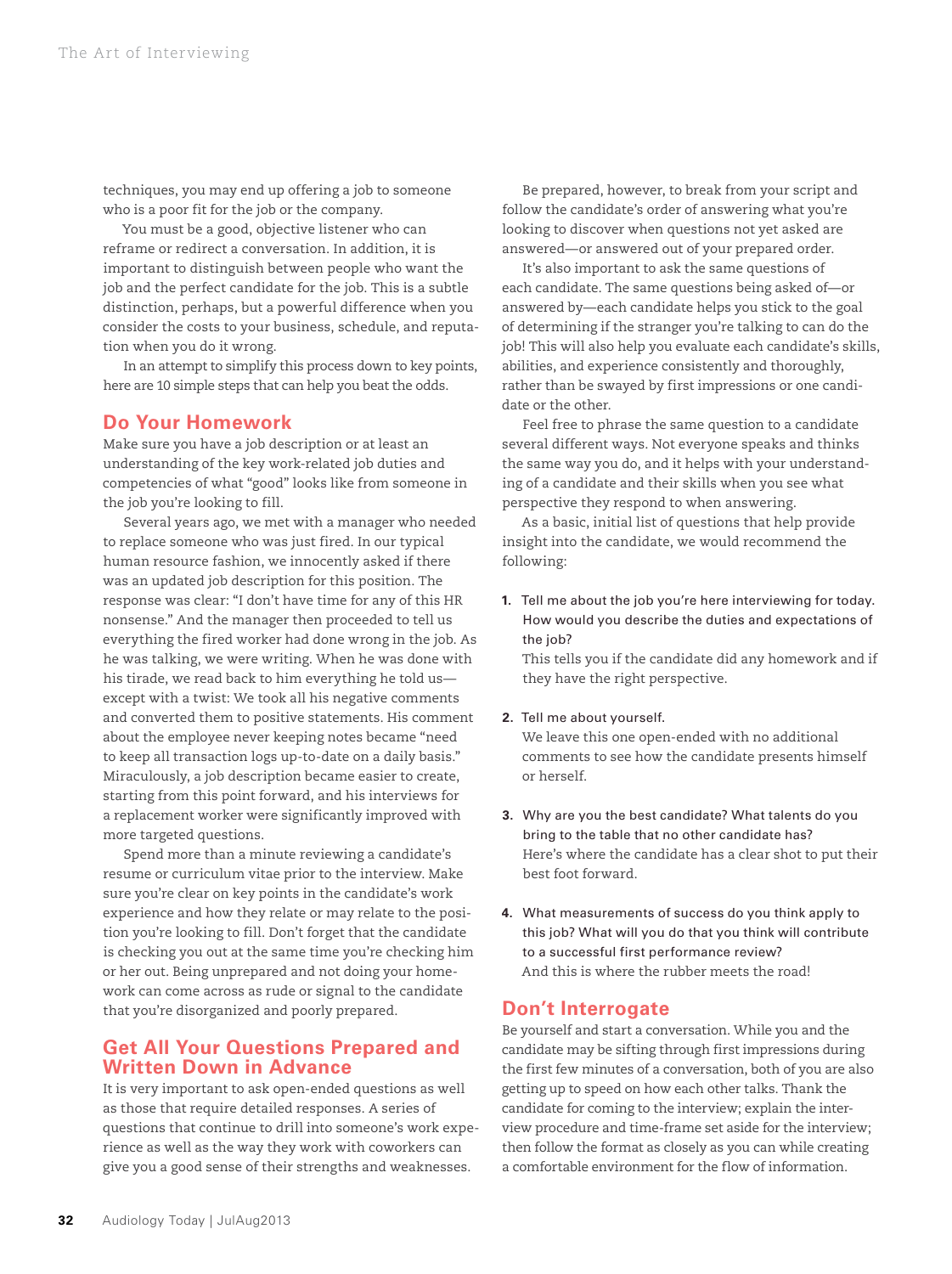techniques, you may end up offering a job to someone who is a poor fit for the job or the company.

You must be a good, objective listener who can reframe or redirect a conversation. In addition, it is important to distinguish between people who want the job and the perfect candidate for the job. This is a subtle distinction, perhaps, but a powerful difference when you consider the costs to your business, schedule, and reputation when you do it wrong.

In an attempt to simplify this process down to key points, here are 10 simple steps that can help you beat the odds.

## Do Your Homework

Make sure you have a job description or at least an understanding of the key work-related job duties and competencies of what "good" looks like from someone in the job you're looking to fill.

Several years ago, we met with a manager who needed to replace someone who was just fired. In our typical human resource fashion, we innocently asked if there was an updated job description for this position. The response was clear: "I don't have time for any of this HR nonsense." And the manager then proceeded to tell us everything the fired worker had done wrong in the job. As he was talking, we were writing. When he was done with his tirade, we read back to him everything he told us—except with a twist: We took all his negative comments and converted them to positive statements. His comment about the employee never keeping notes became "need to keep all transaction logs up-to-date on a daily basis." Miraculously, a job description became easier to create, starting from this point forward, and his interviews for a replacement worker were significantly improved with more targeted questions.

Spend more than a minute reviewing a candidate's resume or curriculum vitae prior to the interview. Make sure you're clear on key points in the candidate's work experience and how they relate or may relate to the position you're looking to fill. Don't forget that the candidate is checking you out at the same time you're checking him or her out. Being unprepared and not doing your homework can come across as rude or signal to the candidate that you're disorganized and poorly prepared.

## Get All Your Questions Prepared and Written Down in Advance

It is very important to ask open-ended questions as well as those that require detailed responses. A series of questions that continue to drill into someone's work experience as well as the way they work with coworkers can give you a good sense of their strengths and weaknesses.

Be prepared, however, to break from your script and follow the candidate's order of answering what you're looking to discover when questions not yet asked are answered—or answered out of your prepared order.

It's also important to ask the same questions of each candidate. The same questions being asked of—or answered by—each candidate helps you stick to the goal of determining if the stranger you're talking to can do the job! This will also help you evaluate each candidate's skills, abilities, and experience consistently and thoroughly, rather than be swayed by first impressions or one candidate or the other.

Feel free to phrase the same question to a candidate several different ways. Not everyone speaks and thinks the same way you do, and it helps with your understanding of a candidate and their skills when you see what perspective they respond to when answering.

As a basic, initial list of questions that help provide insight into the candidate, we would recommend the following:

1. Tell me about the job you're here interviewing for today. How would you describe the duties and expectations of the job?
   This tells you if the candidate did any homework and if they have the right perspective.

2. Tell me about yourself.
   We leave this one open-ended with no additional comments to see how the candidate presents himself or herself.

3. Why are you the best candidate? What talents do you bring to the table that no other candidate has?
   Here's where the candidate has a clear shot to put their best foot forward.

4. What measurements of success do you think apply to this job? What will you do that you think will contribute to a successful first performance review?
   And this is where the rubber meets the road!

## Don't Interrogate

Be yourself and start a conversation. While you and the candidate may be sifting through first impressions during the first few minutes of a conversation, both of you are also getting up to speed on how each other talks. Thank the candidate for coming to the interview; explain the interview procedure and time-frame set aside for the interview; then follow the format as closely as you can while creating a comfortable environment for the flow of information.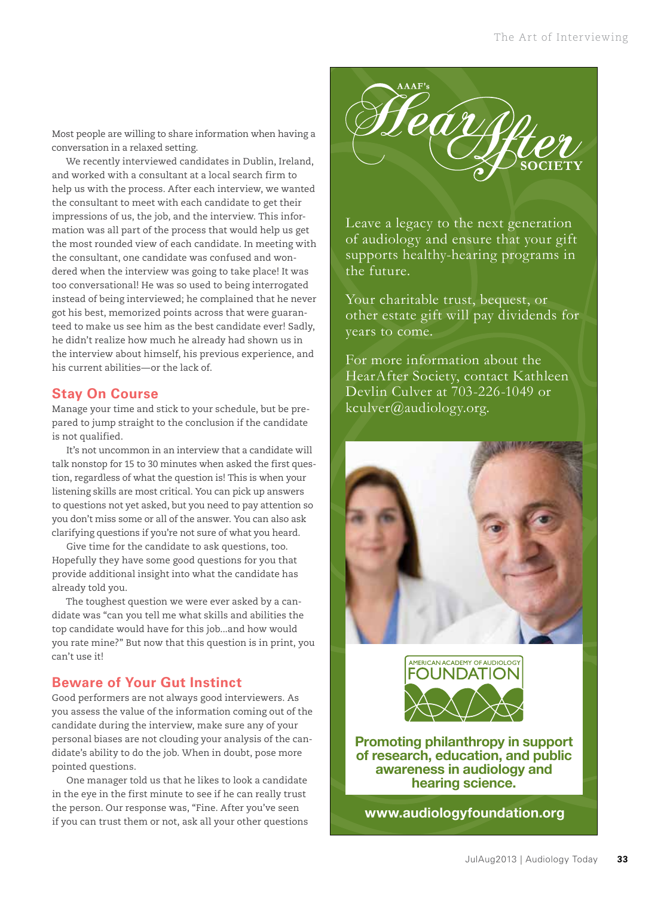Most people are willing to share information when having a conversation in a relaxed setting.

We recently interviewed candidates in Dublin, Ireland, and worked with a consultant at a local search firm to help us with the process. After each interview, we wanted the consultant to meet with each candidate to get their impressions of us, the job, and the interview. This information was all part of the process that would help us get the most rounded view of each candidate. In meeting with the consultant, one candidate was confused and wondered when the interview was going to take place! It was too conversational! He was so used to being interrogated instead of being interviewed; he complained that he never got his best, memorized points across that were guaranteed to make us see him as the best candidate ever! Sadly, he didn't realize how much he already had shown us in the interview about himself, his previous experience, and his current abilities—or the lack of.

## Stay On Course

Manage your time and stick to your schedule, but be prepared to jump straight to the conclusion if the candidate is not qualified.

It's not uncommon in an interview that a candidate will talk nonstop for 15 to 30 minutes when asked the first question, regardless of what the question is! This is when your listening skills are most critical. You can pick up answers to questions not yet asked, but you need to pay attention so you don't miss some or all of the answer. You can also ask clarifying questions if you're not sure of what you heard.

Give time for the candidate to ask questions, too. Hopefully they have some good questions for you that provide additional insight into what the candidate has already told you.

The toughest question we were ever asked by a candidate was "can you tell me what skills and abilities the top candidate would have for this job...and how would you rate mine?" But now that this question is in print, you can't use it!

## Beware of Your Gut Instinct

Good performers are not always good interviewers. As you assess the value of the information coming out of the candidate during the interview, make sure any of your personal biases are not clouding your analysis of the candidate's ability to do the job. When in doubt, pose more pointed questions.

One manager told us that he likes to look a candidate in the eye in the first minute to see if he can really trust the person. Our response was, "Fine. After you've seen if you can trust them or not, ask all your other questions

---

AAAF's HearAfter SOCIETY

Leave a legacy to the next generation of audiology and ensure that your gift supports healthy-hearing programs in the future.

Your charitable trust, bequest, or other estate gift will pay dividends for years to come.

For more information about the HearAfter Society, contact Kathleen Devlin Culver at 703-226-1049 or kculver@audiology.org.

AMERICAN ACADEMY OF AUDIOLOGY FOUNDATION

**Promoting philanthropy in support of research, education, and public awareness in audiology and hearing science.**

**www.audiologyfoundation.org**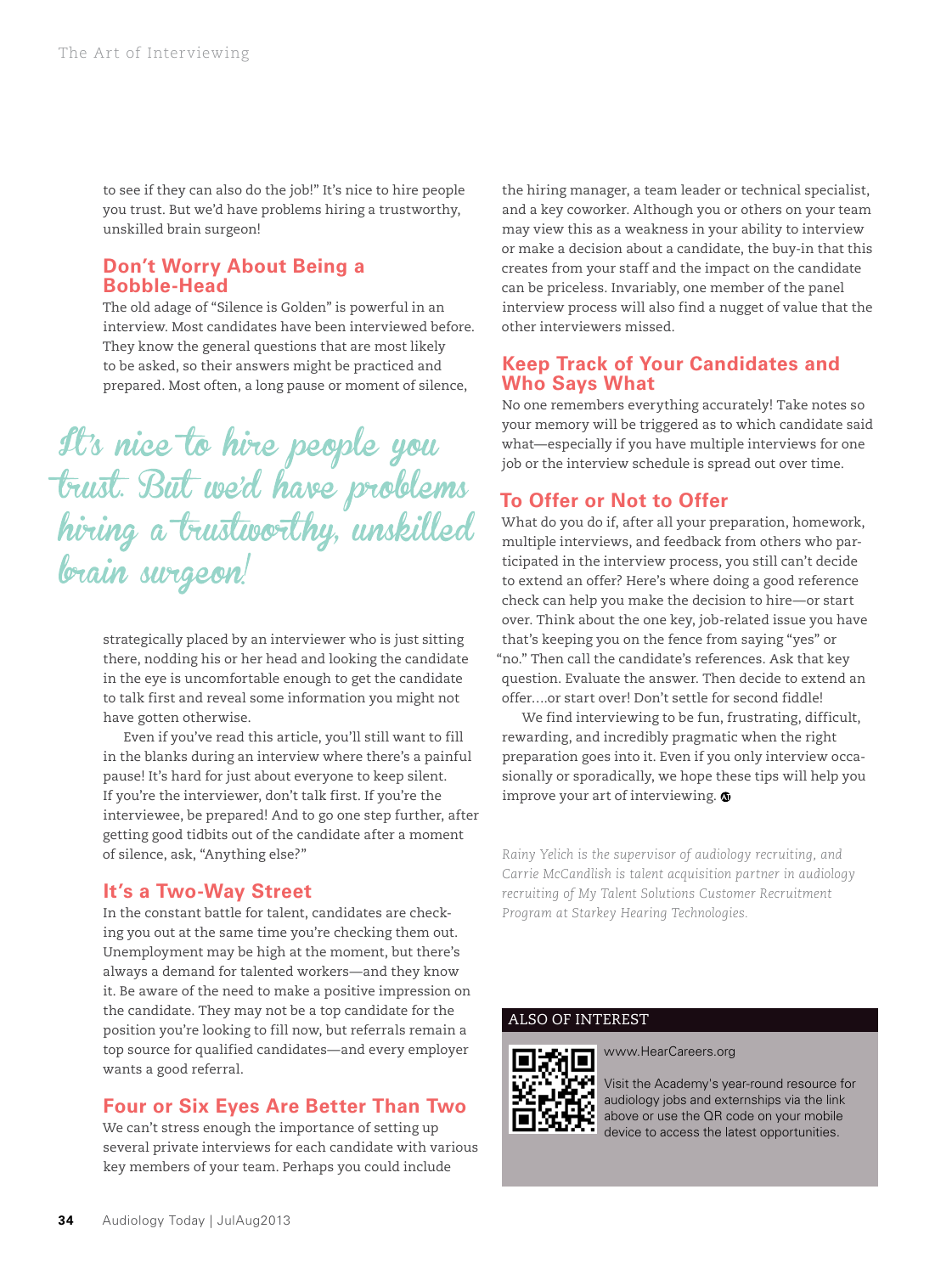to see if they can also do the job!" It's nice to hire people you trust. But we'd have problems hiring a trustworthy, unskilled brain surgeon!

## Don't Worry About Being a Bobble-Head

The old adage of "Silence is Golden" is powerful in an interview. Most candidates have been interviewed before. They know the general questions that are most likely to be asked, so their answers might be practiced and prepared. Most often, a long pause or moment of silence, strategically placed by an interviewer who is just sitting there, nodding his or her head and looking the candidate in the eye is uncomfortable enough to get the candidate to talk first and reveal some information you might not have gotten otherwise.

*It's nice to hire people you trust. But we'd have problems hiring a trustworthy, unskilled brain surgeon!*

Even if you've read this article, you'll still want to fill in the blanks during an interview where there's a painful pause! It's hard for just about everyone to keep silent. If you're the interviewer, don't talk first. If you're the interviewee, be prepared! And to go one step further, after getting good tidbits out of the candidate after a moment of silence, ask, "Anything else?"

## It's a Two-Way Street

In the constant battle for talent, candidates are checking you out at the same time you're checking them out. Unemployment may be high at the moment, but there's always a demand for talented workers—and they know it. Be aware of the need to make a positive impression on the candidate. They may not be a top candidate for the position you're looking to fill now, but referrals remain a top source for qualified candidates—and every employer wants a good referral.

## Four or Six Eyes Are Better Than Two

We can't stress enough the importance of setting up several private interviews for each candidate with various key members of your team. Perhaps you could include the hiring manager, a team leader or technical specialist, and a key coworker. Although you or others on your team may view this as a weakness in your ability to interview or make a decision about a candidate, the buy-in that this creates from your staff and the impact on the candidate can be priceless. Invariably, one member of the panel interview process will also find a nugget of value that the other interviewers missed.

## Keep Track of Your Candidates and Who Says What

No one remembers everything accurately! Take notes so your memory will be triggered as to which candidate said what—especially if you have multiple interviews for one job or the interview schedule is spread out over time.

## To Offer or Not to Offer

What do you do if, after all your preparation, homework, multiple interviews, and feedback from others who participated in the interview process, you still can't decide to extend an offer? Here's where doing a good reference check can help you make the decision to hire—or start over. Think about the one key, job-related issue you have that's keeping you on the fence from saying "yes" or "no." Then call the candidate's references. Ask that key question. Evaluate the answer. Then decide to extend an offer….or start over! Don't settle for second fiddle!

We find interviewing to be fun, frustrating, difficult, rewarding, and incredibly pragmatic when the right preparation goes into it. Even if you only interview occasionally or sporadically, we hope these tips will help you improve your art of interviewing.

*Rainy Yelich is the supervisor of audiology recruiting, and Carrie McCandlish is talent acquisition partner in audiology recruiting of My Talent Solutions Customer Recruitment Program at Starkey Hearing Technologies.*

**ALSO OF INTEREST**

www.HearCareers.org

Visit the Academy's year-round resource for audiology jobs and externships via the link above or use the QR code on your mobile device to access the latest opportunities.